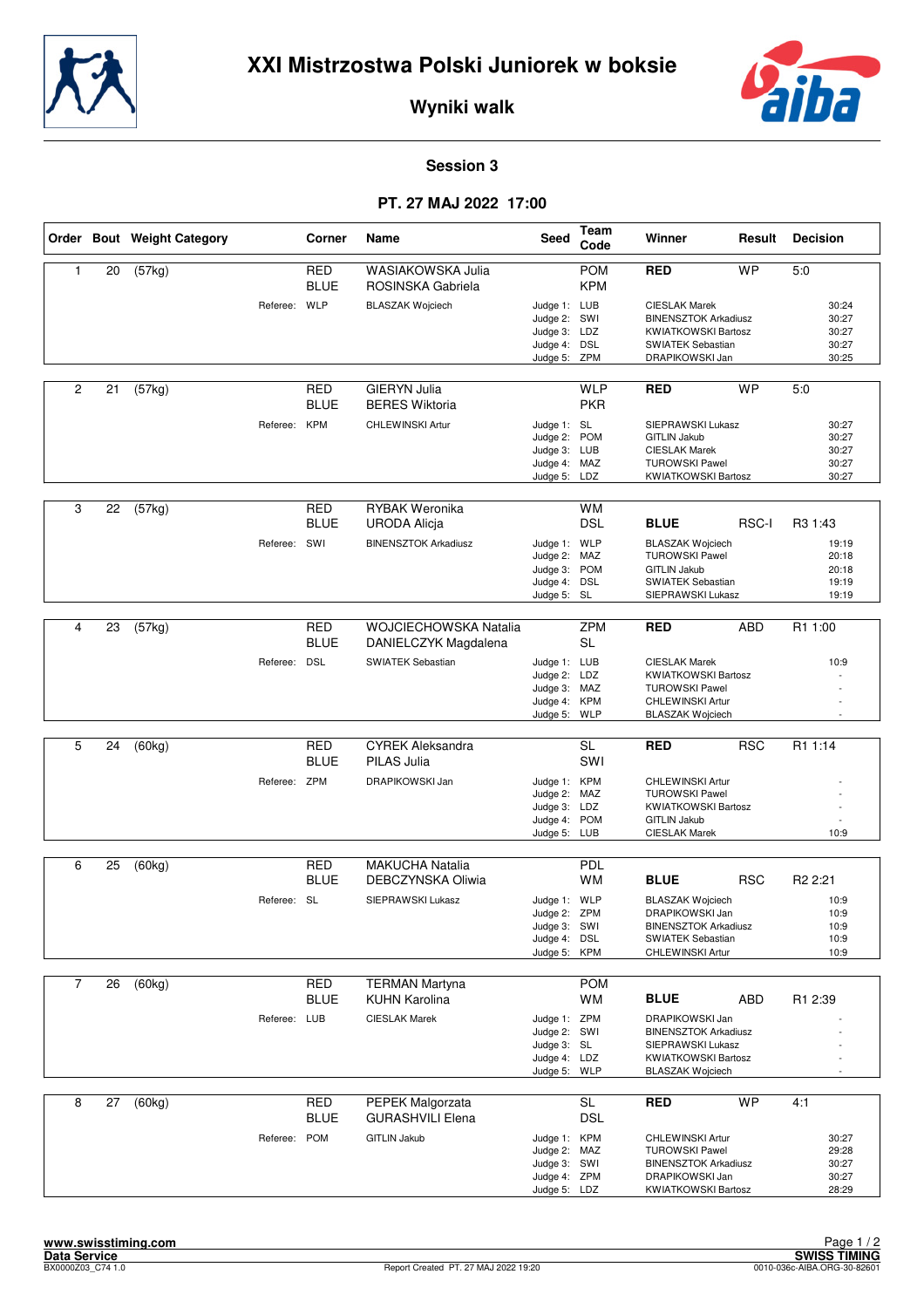# XXI Mistrzostwa Polski Juniorek w boksie

## Wyniki walk

### Session 3

### PT. 27 MAJ 2022 17:00

| Order | Bout | Weight Category | Corner | Name | Seed | Team Code | Winner | Result | Decision |
|---|---|---|---|---|---|---|---|---|---|
| 1 | 20 | (57kg) | RED | WASIAKOWSKA Julia | | POM | **RED** | WP | 5:0 |
| | | | BLUE | ROSINSKA Gabriela | | KPM | | | |
| | | Referee: | WLP | BLASZAK Wojciech | Judge 1: | LUB | CIESLAK Marek | | 30:24 |
| | | | | | Judge 2: | SWI | BINENSZTOK Arkadiusz | | 30:27 |
| | | | | | Judge 3: | LDZ | KWIATKOWSKI Bartosz | | 30:27 |
| | | | | | Judge 4: | DSL | SWIATEK Sebastian | | 30:27 |
| | | | | | Judge 5: | ZPM | DRAPIKOWSKI Jan | | 30:25 |
| 2 | 21 | (57kg) | RED | GIERYN Julia | | WLP | **RED** | WP | 5:0 |
| | | | BLUE | BERES Wiktoria | | PKR | | | |
| | | Referee: | KPM | CHLEWINSKI Artur | Judge 1: | SL | SIEPRAWSKI Lukasz | | 30:27 |
| | | | | | Judge 2: | POM | GITLIN Jakub | | 30:27 |
| | | | | | Judge 3: | LUB | CIESLAK Marek | | 30:27 |
| | | | | | Judge 4: | MAZ | TUROWSKI Pawel | | 30:27 |
| | | | | | Judge 5: | LDZ | KWIATKOWSKI Bartosz | | 30:27 |
| 3 | 22 | (57kg) | RED | RYBAK Weronika | | WM | | | |
| | | | BLUE | URODA Alicja | | DSL | **BLUE** | RSC-I | R3 1:43 |
| | | Referee: | SWI | BINENSZTOK Arkadiusz | Judge 1: | WLP | BLASZAK Wojciech | | 19:19 |
| | | | | | Judge 2: | MAZ | TUROWSKI Pawel | | 20:18 |
| | | | | | Judge 3: | POM | GITLIN Jakub | | 20:18 |
| | | | | | Judge 4: | DSL | SWIATEK Sebastian | | 19:19 |
| | | | | | Judge 5: | SL | SIEPRAWSKI Lukasz | | 19:19 |
| 4 | 23 | (57kg) | RED | WOJCIECHOWSKA Natalia | | ZPM | **RED** | ABD | R1 1:00 |
| | | | BLUE | DANIELCZYK Magdalena | | SL | | | |
| | | Referee: | DSL | SWIATEK Sebastian | Judge 1: | LUB | CIESLAK Marek | | 10:9 |
| | | | | | Judge 2: | LDZ | KWIATKOWSKI Bartosz | | - |
| | | | | | Judge 3: | MAZ | TUROWSKI Pawel | | - |
| | | | | | Judge 4: | KPM | CHLEWINSKI Artur | | - |
| | | | | | Judge 5: | WLP | BLASZAK Wojciech | | - |
| 5 | 24 | (60kg) | RED | CYREK Aleksandra | | SL | **RED** | RSC | R1 1:14 |
| | | | BLUE | PILAS Julia | | SWI | | | |
| | | Referee: | ZPM | DRAPIKOWSKI Jan | Judge 1: | KPM | CHLEWINSKI Artur | | - |
| | | | | | Judge 2: | MAZ | TUROWSKI Pawel | | - |
| | | | | | Judge 3: | LDZ | KWIATKOWSKI Bartosz | | - |
| | | | | | Judge 4: | POM | GITLIN Jakub | | - |
| | | | | | Judge 5: | LUB | CIESLAK Marek | | 10:9 |
| 6 | 25 | (60kg) | RED | MAKUCHA Natalia | | PDL | | | |
| | | | BLUE | DEBCZYNSKA Oliwia | | WM | **BLUE** | RSC | R2 2:21 |
| | | Referee: | SL | SIEPRAWSKI Lukasz | Judge 1: | WLP | BLASZAK Wojciech | | 10:9 |
| | | | | | Judge 2: | ZPM | DRAPIKOWSKI Jan | | 10:9 |
| | | | | | Judge 3: | SWI | BINENSZTOK Arkadiusz | | 10:9 |
| | | | | | Judge 4: | DSL | SWIATEK Sebastian | | 10:9 |
| | | | | | Judge 5: | KPM | CHLEWINSKI Artur | | 10:9 |
| 7 | 26 | (60kg) | RED | TERMAN Martyna | | POM | | | |
| | | | BLUE | KUHN Karolina | | WM | **BLUE** | ABD | R1 2:39 |
| | | Referee: | LUB | CIESLAK Marek | Judge 1: | ZPM | DRAPIKOWSKI Jan | | - |
| | | | | | Judge 2: | SWI | BINENSZTOK Arkadiusz | | - |
| | | | | | Judge 3: | SL | SIEPRAWSKI Lukasz | | - |
| | | | | | Judge 4: | LDZ | KWIATKOWSKI Bartosz | | - |
| | | | | | Judge 5: | WLP | BLASZAK Wojciech | | - |
| 8 | 27 | (60kg) | RED | PEPEK Malgorzata | | SL | **RED** | WP | 4:1 |
| | | | BLUE | GURASHVILI Elena | | DSL | | | |
| | | Referee: | POM | GITLIN Jakub | Judge 1: | KPM | CHLEWINSKI Artur | | 30:27 |
| | | | | | Judge 2: | MAZ | TUROWSKI Pawel | | 29:28 |
| | | | | | Judge 3: | SWI | BINENSZTOK Arkadiusz | | 30:27 |
| | | | | | Judge 4: | ZPM | DRAPIKOWSKI Jan | | 30:27 |
| | | | | | Judge 5: | LDZ | KWIATKOWSKI Bartosz | | 28:29 |

www.swisstiming.com
Data Service
BX0000Z03_C74 1.0

Report Created PT. 27 MAJ 2022 19:20

SWISS TIMING
0010-036c-AIBA.ORG-30-82601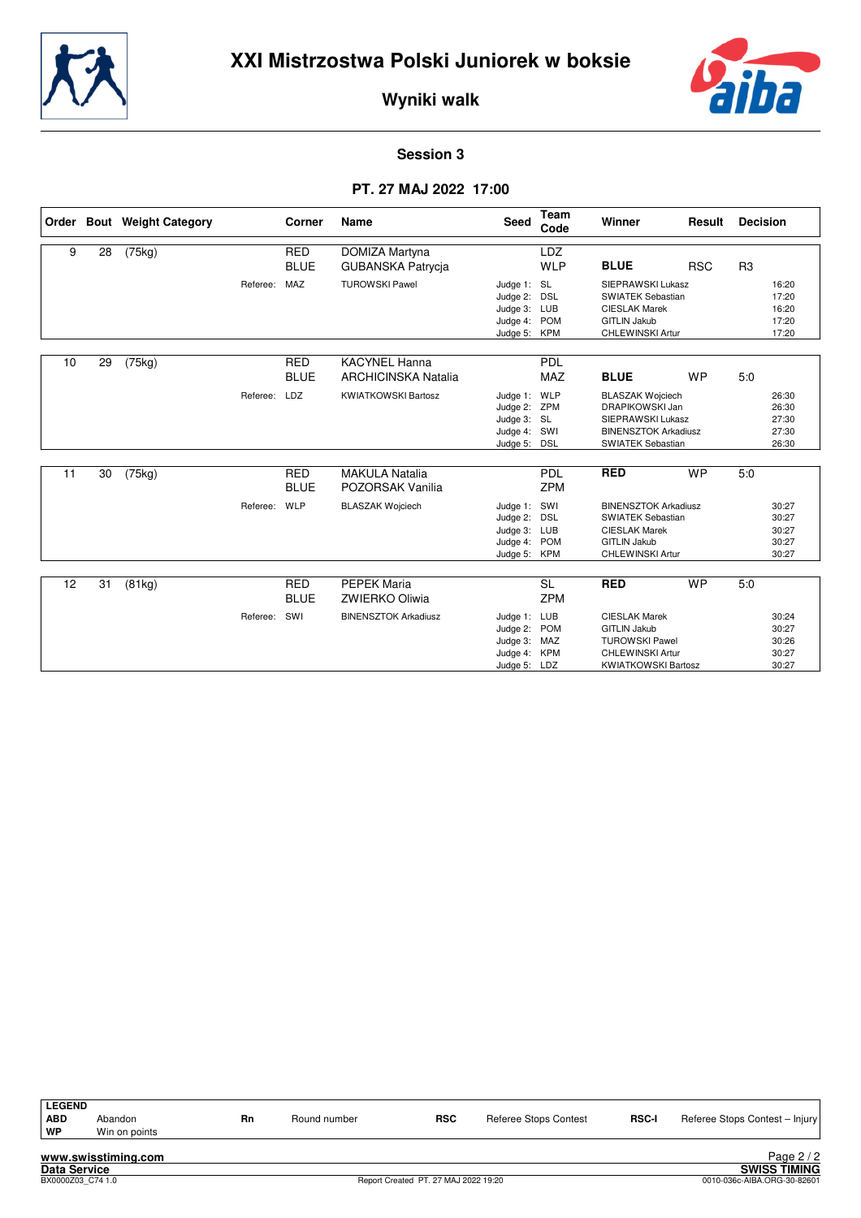# XXI Mistrzostwa Polski Juniorek w boksie

## Wyniki walk

### Session 3

### PT. 27 MAJ 2022 17:00

| Order | Bout | Weight Category | Corner | Name | Seed | Team Code | Winner | Result | Decision |
|---|---|---|---|---|---|---|---|---|---|
| 9 | 28 | (75kg) | RED | DOMIZA Martyna | | LDZ | | | |
| | | | BLUE | GUBANSKA Patrycja | | WLP | **BLUE** | RSC | R3 |
| | | Referee: | MAZ | TUROWSKI Pawel | Judge 1: | SL | SIEPRAWSKI Lukasz | | 16:20 |
| | | | | | Judge 2: | DSL | SWIATEK Sebastian | | 17:20 |
| | | | | | Judge 3: | LUB | CIESLAK Marek | | 16:20 |
| | | | | | Judge 4: | POM | GITLIN Jakub | | 17:20 |
| | | | | | Judge 5: | KPM | CHLEWINSKI Artur | | 17:20 |
| 10 | 29 | (75kg) | RED | KACYNEL Hanna | | PDL | | | |
| | | | BLUE | ARCHICINSKA Natalia | | MAZ | **BLUE** | WP | 5:0 |
| | | Referee: | LDZ | KWIATKOWSKI Bartosz | Judge 1: | WLP | BLASZAK Wojciech | | 26:30 |
| | | | | | Judge 2: | ZPM | DRAPIKOWSKI Jan | | 26:30 |
| | | | | | Judge 3: | SL | SIEPRAWSKI Lukasz | | 27:30 |
| | | | | | Judge 4: | SWI | BINENSZTOK Arkadiusz | | 27:30 |
| | | | | | Judge 5: | DSL | SWIATEK Sebastian | | 26:30 |
| 11 | 30 | (75kg) | RED | MAKULA Natalia | | PDL | **RED** | WP | 5:0 |
| | | | BLUE | POZORSAK Vanilia | | ZPM | | | |
| | | Referee: | WLP | BLASZAK Wojciech | Judge 1: | SWI | BINENSZTOK Arkadiusz | | 30:27 |
| | | | | | Judge 2: | DSL | SWIATEK Sebastian | | 30:27 |
| | | | | | Judge 3: | LUB | CIESLAK Marek | | 30:27 |
| | | | | | Judge 4: | POM | GITLIN Jakub | | 30:27 |
| | | | | | Judge 5: | KPM | CHLEWINSKI Artur | | 30:27 |
| 12 | 31 | (81kg) | RED | PEPEK Maria | | SL | **RED** | WP | 5:0 |
| | | | BLUE | ZWIERKO Oliwia | | ZPM | | | |
| | | Referee: | SWI | BINENSZTOK Arkadiusz | Judge 1: | LUB | CIESLAK Marek | | 30:24 |
| | | | | | Judge 2: | POM | GITLIN Jakub | | 30:27 |
| | | | | | Judge 3: | MAZ | TUROWSKI Pawel | | 30:26 |
| | | | | | Judge 4: | KPM | CHLEWINSKI Artur | | 30:27 |
| | | | | | Judge 5: | LDZ | KWIATKOWSKI Bartosz | | 30:27 |

**LEGEND**

| | | | | | | | |
|---|---|---|---|---|---|---|---|
| **ABD** | Abandon | **Rn** | Round number | **RSC** | Referee Stops Contest | **RSC-I** | Referee Stops Contest – Injury |
| **WP** | Win on points | | | | | | |

www.swisstiming.com
Data Service
BX0000Z03_C74 1.0
Report Created PT. 27 MAJ 2022 19:20
SWISS TIMING
0010-036c-AIBA.ORG-30-82601